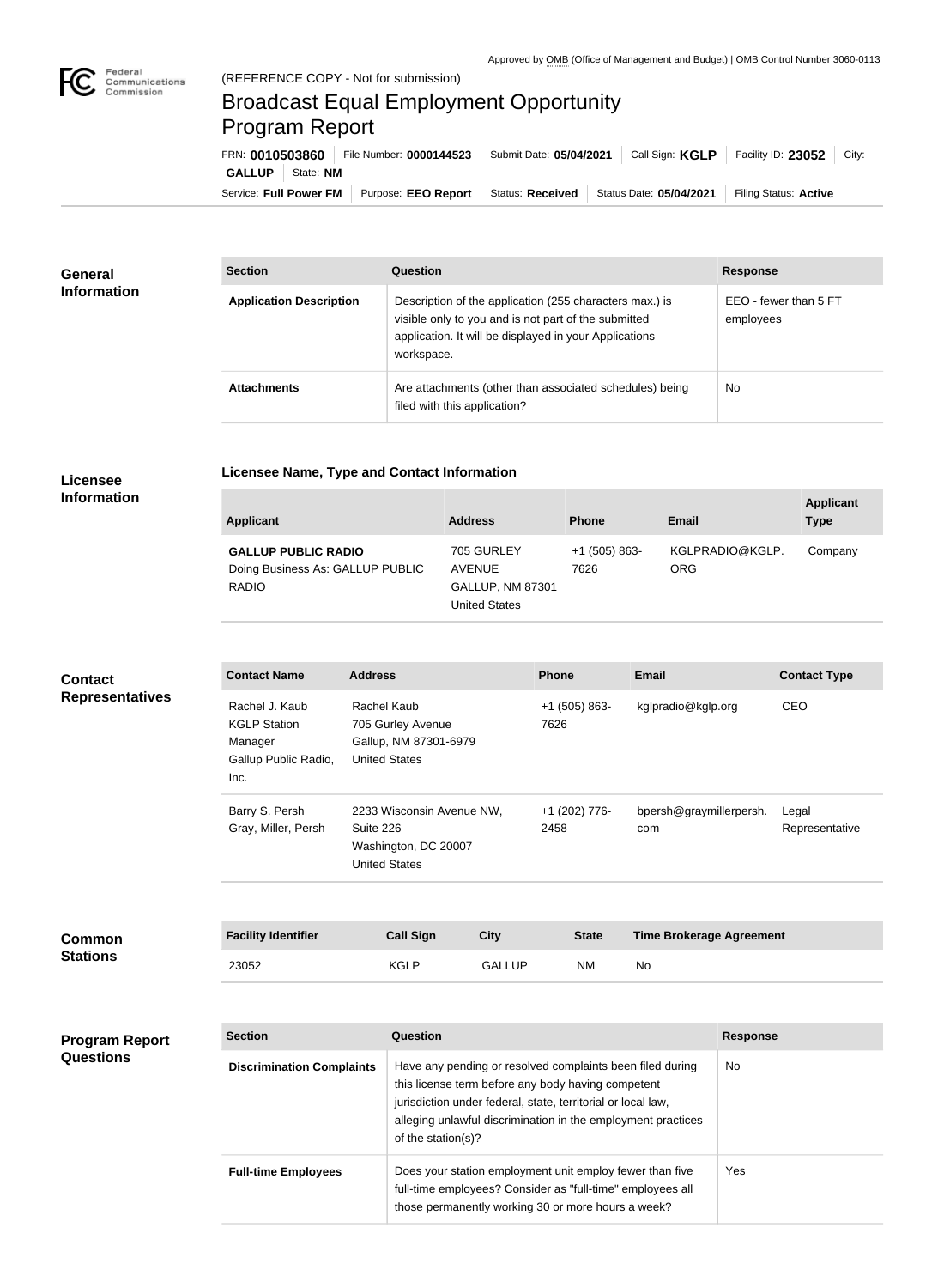Approved by OMB (Office of Management and Budget) | OMB Control Number 3060-0113

(REFERENCE COPY - Not for submission)

# Broadcast Equal Employment Opportunity Program Report

FRN: **0010503860** | File Number: **0000144523** | Submit Date: **05/04/2021** | Call Sign: **KGLP** | Facility ID: **23052** | City: **GALLUP** | State: **NM**

Service: **Full Power FM** | Purpose: **EEO Report** | Status: **Received** | Status Date: **05/04/2021** | Filing Status: **Active**

## General Information

| Section | Question | Response |
| --- | --- | --- |
| **Application Description** | Description of the application (255 characters max.) is visible only to you and is not part of the submitted application. It will be displayed in your Applications workspace. | EEO - fewer than 5 FT employees |
| **Attachments** | Are attachments (other than associated schedules) being filed with this application? | No |

## Licensee Information

**Licensee Name, Type and Contact Information**

| Applicant | Address | Phone | Email | Applicant Type |
| --- | --- | --- | --- | --- |
| **GALLUP PUBLIC RADIO** Doing Business As: GALLUP PUBLIC RADIO | 705 GURLEY AVENUE GALLUP, NM 87301 United States | +1 (505) 863-7626 | KGLPRADIO@KGLP.ORG | Company |

## Contact Representatives

| Contact Name | Address | Phone | Email | Contact Type |
| --- | --- | --- | --- | --- |
| Rachel J. Kaub KGLP Station Manager Gallup Public Radio, Inc. | Rachel Kaub 705 Gurley Avenue Gallup, NM 87301-6979 United States | +1 (505) 863-7626 | kglpradio@kglp.org | CEO |
| Barry S. Persh Gray, Miller, Persh | 2233 Wisconsin Avenue NW, Suite 226 Washington, DC 20007 United States | +1 (202) 776-2458 | bpersh@graymillerpersh.com | Legal Representative |

## Common Stations

| Facility Identifier | Call Sign | City | State | Time Brokerage Agreement |
| --- | --- | --- | --- | --- |
| 23052 | KGLP | GALLUP | NM | No |

## Program Report Questions

| Section | Question | Response |
| --- | --- | --- |
| **Discrimination Complaints** | Have any pending or resolved complaints been filed during this license term before any body having competent jurisdiction under federal, state, territorial or local law, alleging unlawful discrimination in the employment practices of the station(s)? | No |
| **Full-time Employees** | Does your station employment unit employ fewer than five full-time employees? Consider as "full-time" employees all those permanently working 30 or more hours a week? | Yes |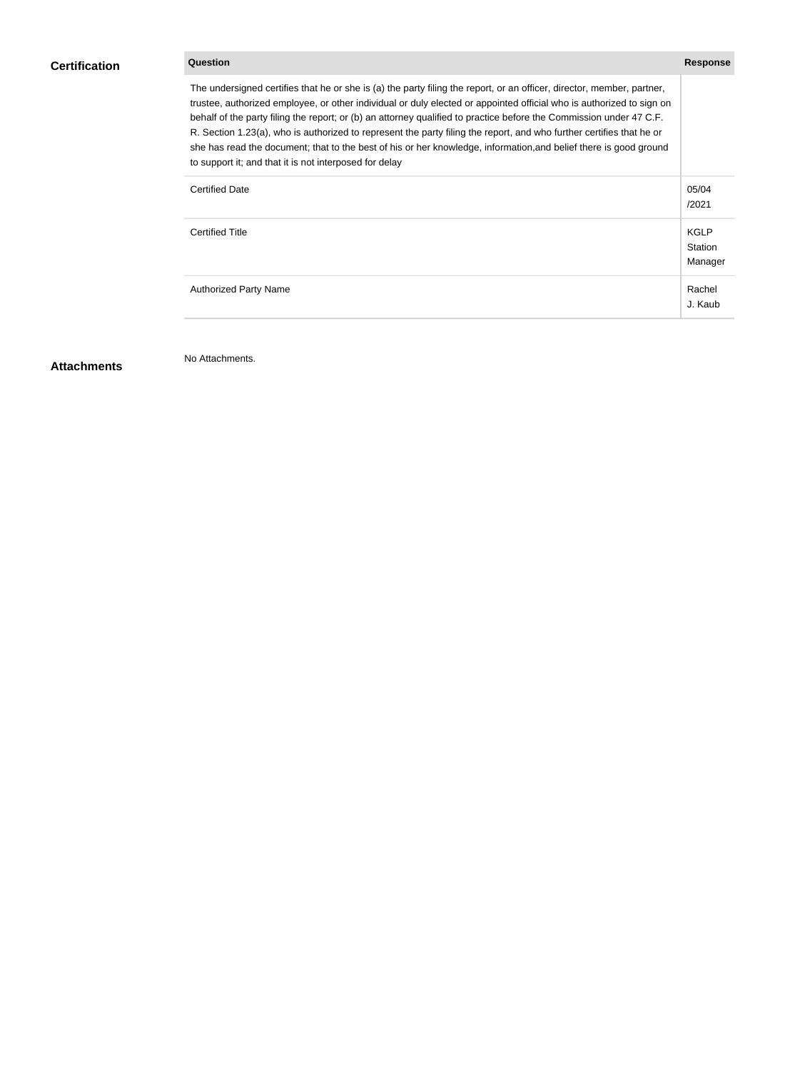## Certification

| Question | Response |
| --- | --- |
| The undersigned certifies that he or she is (a) the party filing the report, or an officer, director, member, partner, trustee, authorized employee, or other individual or duly elected or appointed official who is authorized to sign on behalf of the party filing the report; or (b) an attorney qualified to practice before the Commission under 47 C.F. R. Section 1.23(a), who is authorized to represent the party filing the report, and who further certifies that he or she has read the document; that to the best of his or her knowledge, information,and belief there is good ground to support it; and that it is not interposed for delay | |
| Certified Date | 05/04/2021 |
| Certified Title | KGLP Station Manager |
| Authorized Party Name | Rachel J. Kaub |

## Attachments

No Attachments.